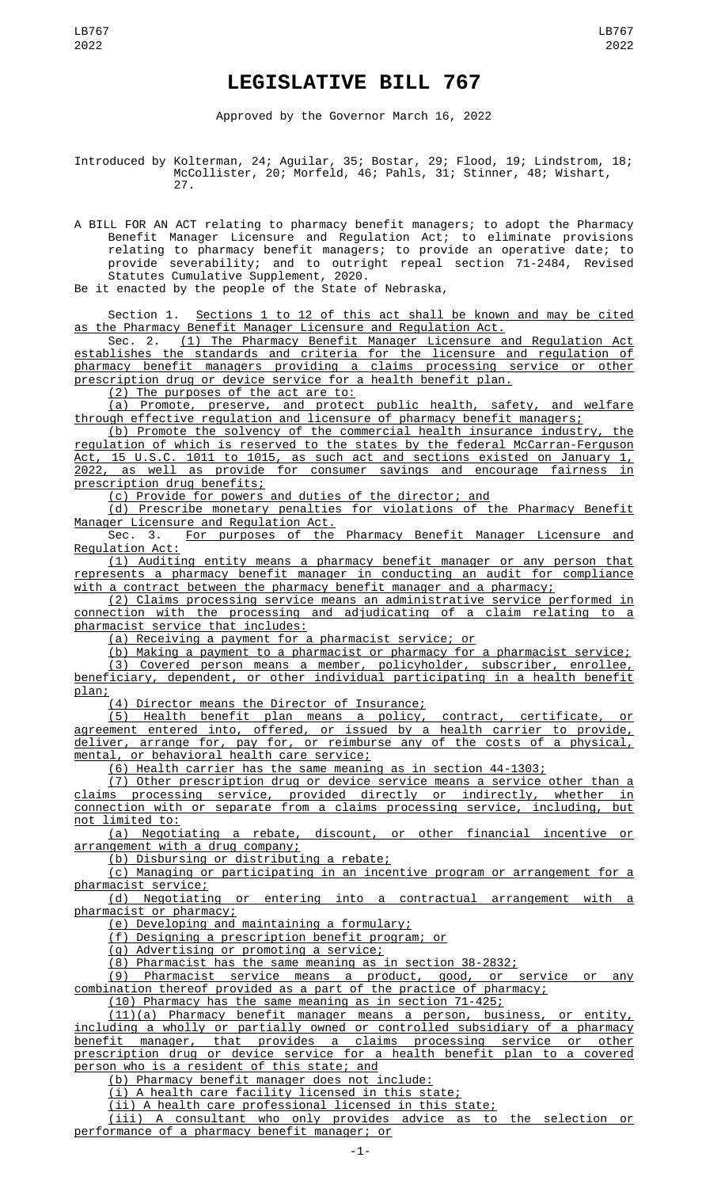# LEGISLATIVE BILL 767

Approved by the Governor March 16, 2022

Introduced by Kolterman, 24; Aguilar, 35; Bostar, 29; Flood, 19; Lindstrom, 18; McCollister, 20; Morfeld, 46; Pahls, 31; Stinner, 48; Wishart, 27.

A BILL FOR AN ACT relating to pharmacy benefit managers; to adopt the Pharmacy Benefit Manager Licensure and Regulation Act; to eliminate provisions relating to pharmacy benefit managers; to provide an operative date; to provide severability; and to outright repeal section 71-2484, Revised Statutes Cumulative Supplement, 2020.

Be it enacted by the people of the State of Nebraska,

Section 1. Sections 1 to 12 of this act shall be known and may be cited as the Pharmacy Benefit Manager Licensure and Regulation Act.

Sec. 2. (1) The Pharmacy Benefit Manager Licensure and Regulation Act establishes the standards and criteria for the licensure and regulation of pharmacy benefit managers providing a claims processing service or other prescription drug or device service for a health benefit plan.

(2) The purposes of the act are to:

(a) Promote, preserve, and protect public health, safety, and welfare through effective regulation and licensure of pharmacy benefit managers;

(b) Promote the solvency of the commercial health insurance industry, the regulation of which is reserved to the states by the federal McCarran-Ferguson Act, 15 U.S.C. 1011 to 1015, as such act and sections existed on January 1, 2022, as well as provide for consumer savings and encourage fairness in prescription drug benefits;

(c) Provide for powers and duties of the director; and

(d) Prescribe monetary penalties for violations of the Pharmacy Benefit Manager Licensure and Regulation Act.

Sec. 3. For purposes of the Pharmacy Benefit Manager Licensure and Regulation Act:

(1) Auditing entity means a pharmacy benefit manager or any person that represents a pharmacy benefit manager in conducting an audit for compliance with a contract between the pharmacy benefit manager and a pharmacy;

(2) Claims processing service means an administrative service performed in connection with the processing and adjudicating of a claim relating to a pharmacist service that includes:

(a) Receiving a payment for a pharmacist service; or

(b) Making a payment to a pharmacist or pharmacy for a pharmacist service;

(3) Covered person means a member, policyholder, subscriber, enrollee, beneficiary, dependent, or other individual participating in a health benefit plan;

(4) Director means the Director of Insurance;

(5) Health benefit plan means a policy, contract, certificate, or agreement entered into, offered, or issued by a health carrier to provide, deliver, arrange for, pay for, or reimburse any of the costs of a physical, mental, or behavioral health care service;

(6) Health carrier has the same meaning as in section 44-1303;

(7) Other prescription drug or device service means a service other than a claims processing service, provided directly or indirectly, whether in connection with or separate from a claims processing service, including, but not limited to:

(a) Negotiating a rebate, discount, or other financial incentive or arrangement with a drug company;

(b) Disbursing or distributing a rebate;

(c) Managing or participating in an incentive program or arrangement for a pharmacist service;

(d) Negotiating or entering into a contractual arrangement with a pharmacist or pharmacy;

(e) Developing and maintaining a formulary;

(f) Designing a prescription benefit program; or

(g) Advertising or promoting a service;

(8) Pharmacist has the same meaning as in section 38-2832;

(9) Pharmacist service means a product, good, or service or any combination thereof provided as a part of the practice of pharmacy;

(10) Pharmacy has the same meaning as in section 71-425;

(11)(a) Pharmacy benefit manager means a person, business, or entity, including a wholly or partially owned or controlled subsidiary of a pharmacy benefit manager, that provides a claims processing service or other prescription drug or device service for a health benefit plan to a covered person who is a resident of this state; and

(b) Pharmacy benefit manager does not include:

(i) A health care facility licensed in this state;

(ii) A health care professional licensed in this state;

(iii) A consultant who only provides advice as to the selection or performance of a pharmacy benefit manager; or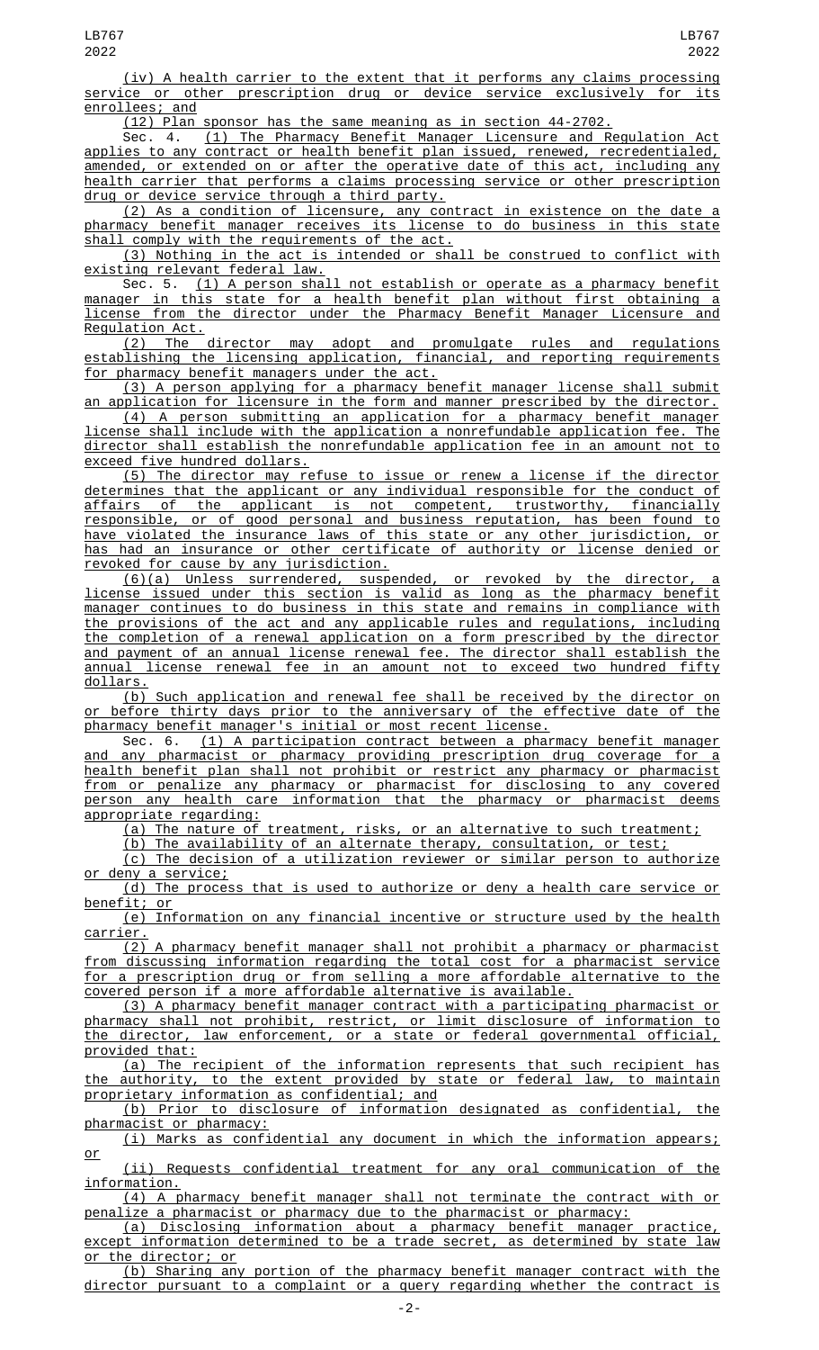(iv) A health carrier to the extent that it performs any claims processing service or other prescription drug or device service exclusively for its enrollees; and

(12) Plan sponsor has the same meaning as in section 44-2702.

Sec. 4. (1) The Pharmacy Benefit Manager Licensure and Regulation Act applies to any contract or health benefit plan issued, renewed, recredentialed, amended, or extended on or after the operative date of this act, including any health carrier that performs a claims processing service or other prescription drug or device service through a third party.

(2) As a condition of licensure, any contract in existence on the date a pharmacy benefit manager receives its license to do business in this state shall comply with the requirements of the act.

(3) Nothing in the act is intended or shall be construed to conflict with existing relevant federal law.

Sec. 5. (1) A person shall not establish or operate as a pharmacy benefit manager in this state for a health benefit plan without first obtaining a license from the director under the Pharmacy Benefit Manager Licensure and Regulation Act.

(2) The director may adopt and promulgate rules and regulations establishing the licensing application, financial, and reporting requirements for pharmacy benefit managers under the act.

(3) A person applying for a pharmacy benefit manager license shall submit an application for licensure in the form and manner prescribed by the director.

(4) A person submitting an application for a pharmacy benefit manager license shall include with the application a nonrefundable application fee. The director shall establish the nonrefundable application fee in an amount not to exceed five hundred dollars.

(5) The director may refuse to issue or renew a license if the director determines that the applicant or any individual responsible for the conduct of affairs of the applicant is not competent, trustworthy, financially responsible, or of good personal and business reputation, has been found to have violated the insurance laws of this state or any other jurisdiction, or has had an insurance or other certificate of authority or license denied or revoked for cause by any jurisdiction.

(6)(a) Unless surrendered, suspended, or revoked by the director, a license issued under this section is valid as long as the pharmacy benefit manager continues to do business in this state and remains in compliance with the provisions of the act and any applicable rules and regulations, including the completion of a renewal application on a form prescribed by the director and payment of an annual license renewal fee. The director shall establish the annual license renewal fee in an amount not to exceed two hundred fifty dollars.

(b) Such application and renewal fee shall be received by the director on or before thirty days prior to the anniversary of the effective date of the pharmacy benefit manager's initial or most recent license.

Sec. 6. (1) A participation contract between a pharmacy benefit manager and any pharmacist or pharmacy providing prescription drug coverage for a health benefit plan shall not prohibit or restrict any pharmacy or pharmacist from or penalize any pharmacy or pharmacist for disclosing to any covered person any health care information that the pharmacy or pharmacist deems appropriate regarding:

(a) The nature of treatment, risks, or an alternative to such treatment;

(b) The availability of an alternate therapy, consultation, or test;

(c) The decision of a utilization reviewer or similar person to authorize or deny a service;

(d) The process that is used to authorize or deny a health care service or benefit; or

(e) Information on any financial incentive or structure used by the health carrier.

(2) A pharmacy benefit manager shall not prohibit a pharmacy or pharmacist from discussing information regarding the total cost for a pharmacist service for a prescription drug or from selling a more affordable alternative to the covered person if a more affordable alternative is available.

(3) A pharmacy benefit manager contract with a participating pharmacist or pharmacy shall not prohibit, restrict, or limit disclosure of information to the director, law enforcement, or a state or federal governmental official, provided that:

(a) The recipient of the information represents that such recipient has the authority, to the extent provided by state or federal law, to maintain proprietary information as confidential; and

(b) Prior to disclosure of information designated as confidential, the pharmacist or pharmacy:

(i) Marks as confidential any document in which the information appears; or

(ii) Requests confidential treatment for any oral communication of the information.

(4) A pharmacy benefit manager shall not terminate the contract with or penalize a pharmacist or pharmacy due to the pharmacist or pharmacy:

(a) Disclosing information about a pharmacy benefit manager practice, except information determined to be a trade secret, as determined by state law or the director; or

(b) Sharing any portion of the pharmacy benefit manager contract with the director pursuant to a complaint or a query regarding whether the contract is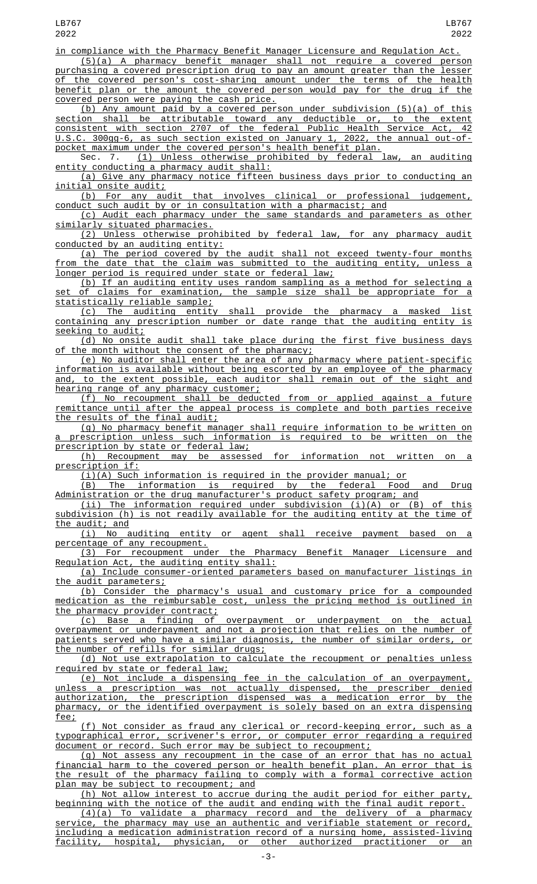in compliance with the Pharmacy Benefit Manager Licensure and Regulation Act.

(5)(a) A pharmacy benefit manager shall not require a covered person purchasing a covered prescription drug to pay an amount greater than the lesser of the covered person's cost-sharing amount under the terms of the health benefit plan or the amount the covered person would pay for the drug if the covered person were paying the cash price.

(b) Any amount paid by a covered person under subdivision (5)(a) of this section shall be attributable toward any deductible or, to the extent consistent with section 2707 of the federal Public Health Service Act, 42 U.S.C. 300gg-6, as such section existed on January 1, 2022, the annual out-of-pocket maximum under the covered person's health benefit plan.

Sec. 7. (1) Unless otherwise prohibited by federal law, an auditing entity conducting a pharmacy audit shall:

(a) Give any pharmacy notice fifteen business days prior to conducting an initial onsite audit;

(b) For any audit that involves clinical or professional judgement, conduct such audit by or in consultation with a pharmacist; and

(c) Audit each pharmacy under the same standards and parameters as other similarly situated pharmacies.

(2) Unless otherwise prohibited by federal law, for any pharmacy audit conducted by an auditing entity:

(a) The period covered by the audit shall not exceed twenty-four months from the date that the claim was submitted to the auditing entity, unless a longer period is required under state or federal law;

(b) If an auditing entity uses random sampling as a method for selecting a set of claims for examination, the sample size shall be appropriate for a statistically reliable sample;

(c) The auditing entity shall provide the pharmacy a masked list containing any prescription number or date range that the auditing entity is seeking to audit;

(d) No onsite audit shall take place during the first five business days of the month without the consent of the pharmacy;

(e) No auditor shall enter the area of any pharmacy where patient-specific information is available without being escorted by an employee of the pharmacy and, to the extent possible, each auditor shall remain out of the sight and hearing range of any pharmacy customer;

(f) No recoupment shall be deducted from or applied against a future remittance until after the appeal process is complete and both parties receive the results of the final audit;

(g) No pharmacy benefit manager shall require information to be written on a prescription unless such information is required to be written on the prescription by state or federal law;

(h) Recoupment may be assessed for information not written on a prescription if:

(i)(A) Such information is required in the provider manual; or

(B) The information is required by the federal Food and Drug Administration or the drug manufacturer's product safety program; and

(ii) The information required under subdivision (i)(A) or (B) of this subdivision (h) is not readily available for the auditing entity at the time of the audit; and

(i) No auditing entity or agent shall receive payment based on a percentage of any recoupment.

(3) For recoupment under the Pharmacy Benefit Manager Licensure and Regulation Act, the auditing entity shall:

(a) Include consumer-oriented parameters based on manufacturer listings in the audit parameters;

(b) Consider the pharmacy's usual and customary price for a compounded medication as the reimbursable cost, unless the pricing method is outlined in the pharmacy provider contract;

(c) Base a finding of overpayment or underpayment on the actual overpayment or underpayment and not a projection that relies on the number of patients served who have a similar diagnosis, the number of similar orders, or the number of refills for similar drugs;

(d) Not use extrapolation to calculate the recoupment or penalties unless required by state or federal law;

(e) Not include a dispensing fee in the calculation of an overpayment, unless a prescription was not actually dispensed, the prescriber denied authorization, the prescription dispensed was a medication error by the pharmacy, or the identified overpayment is solely based on an extra dispensing fee;

(f) Not consider as fraud any clerical or record-keeping error, such as a typographical error, scrivener's error, or computer error regarding a required document or record. Such error may be subject to recoupment;

(g) Not assess any recoupment in the case of an error that has no actual financial harm to the covered person or health benefit plan. An error that is the result of the pharmacy failing to comply with a formal corrective action plan may be subject to recoupment; and

(h) Not allow interest to accrue during the audit period for either party, beginning with the notice of the audit and ending with the final audit report.

(4)(a) To validate a pharmacy record and the delivery of a pharmacy service, the pharmacy may use an authentic and verifiable statement or record, including a medication administration record of a nursing home, assisted-living facility, hospital, physician, or other authorized practitioner or an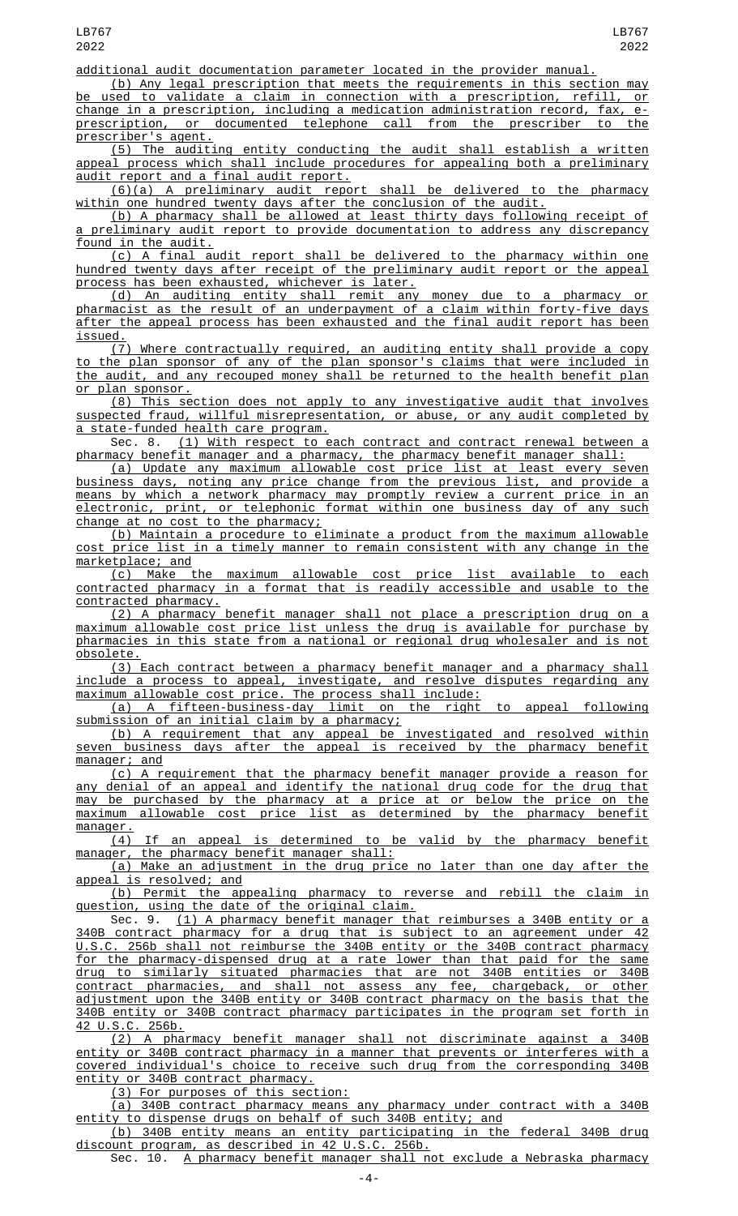additional audit documentation parameter located in the provider manual.

(b) Any legal prescription that meets the requirements in this section may be used to validate a claim in connection with a prescription, refill, or change in a prescription, including a medication administration record, fax, e-prescription, or documented telephone call from the prescriber to the prescriber's agent.

(5) The auditing entity conducting the audit shall establish a written appeal process which shall include procedures for appealing both a preliminary audit report and a final audit report.

(6)(a) A preliminary audit report shall be delivered to the pharmacy within one hundred twenty days after the conclusion of the audit.

(b) A pharmacy shall be allowed at least thirty days following receipt of a preliminary audit report to provide documentation to address any discrepancy found in the audit.

(c) A final audit report shall be delivered to the pharmacy within one hundred twenty days after receipt of the preliminary audit report or the appeal process has been exhausted, whichever is later.

(d) An auditing entity shall remit any money due to a pharmacy or pharmacist as the result of an underpayment of a claim within forty-five days after the appeal process has been exhausted and the final audit report has been issued.

(7) Where contractually required, an auditing entity shall provide a copy to the plan sponsor of any of the plan sponsor's claims that were included in the audit, and any recouped money shall be returned to the health benefit plan or plan sponsor.

(8) This section does not apply to any investigative audit that involves suspected fraud, willful misrepresentation, or abuse, or any audit completed by a state-funded health care program.

Sec. 8. (1) With respect to each contract and contract renewal between a pharmacy benefit manager and a pharmacy, the pharmacy benefit manager shall:

(a) Update any maximum allowable cost price list at least every seven business days, noting any price change from the previous list, and provide a means by which a network pharmacy may promptly review a current price in an electronic, print, or telephonic format within one business day of any such change at no cost to the pharmacy;

(b) Maintain a procedure to eliminate a product from the maximum allowable cost price list in a timely manner to remain consistent with any change in the marketplace; and

(c) Make the maximum allowable cost price list available to each contracted pharmacy in a format that is readily accessible and usable to the contracted pharmacy.

(2) A pharmacy benefit manager shall not place a prescription drug on a maximum allowable cost price list unless the drug is available for purchase by pharmacies in this state from a national or regional drug wholesaler and is not obsolete.

(3) Each contract between a pharmacy benefit manager and a pharmacy shall include a process to appeal, investigate, and resolve disputes regarding any maximum allowable cost price. The process shall include:

(a) A fifteen-business-day limit on the right to appeal following submission of an initial claim by a pharmacy;

(b) A requirement that any appeal be investigated and resolved within seven business days after the appeal is received by the pharmacy benefit manager; and

(c) A requirement that the pharmacy benefit manager provide a reason for any denial of an appeal and identify the national drug code for the drug that may be purchased by the pharmacy at a price at or below the price on the maximum allowable cost price list as determined by the pharmacy benefit manager.

(4) If an appeal is determined to be valid by the pharmacy benefit manager, the pharmacy benefit manager shall:

(a) Make an adjustment in the drug price no later than one day after the appeal is resolved; and

(b) Permit the appealing pharmacy to reverse and rebill the claim in question, using the date of the original claim.

Sec. 9. (1) A pharmacy benefit manager that reimburses a 340B entity or a 340B contract pharmacy for a drug that is subject to an agreement under 42 U.S.C. 256b shall not reimburse the 340B entity or the 340B contract pharmacy for the pharmacy-dispensed drug at a rate lower than that paid for the same drug to similarly situated pharmacies that are not 340B entities or 340B contract pharmacies, and shall not assess any fee, chargeback, or other adjustment upon the 340B entity or 340B contract pharmacy on the basis that the 340B entity or 340B contract pharmacy participates in the program set forth in 42 U.S.C. 256b.

(2) A pharmacy benefit manager shall not discriminate against a 340B entity or 340B contract pharmacy in a manner that prevents or interferes with a covered individual's choice to receive such drug from the corresponding 340B entity or 340B contract pharmacy.

(3) For purposes of this section:

(a) 340B contract pharmacy means any pharmacy under contract with a 340B entity to dispense drugs on behalf of such 340B entity; and

(b) 340B entity means an entity participating in the federal 340B drug discount program, as described in 42 U.S.C. 256b.

Sec. 10. A pharmacy benefit manager shall not exclude a Nebraska pharmacy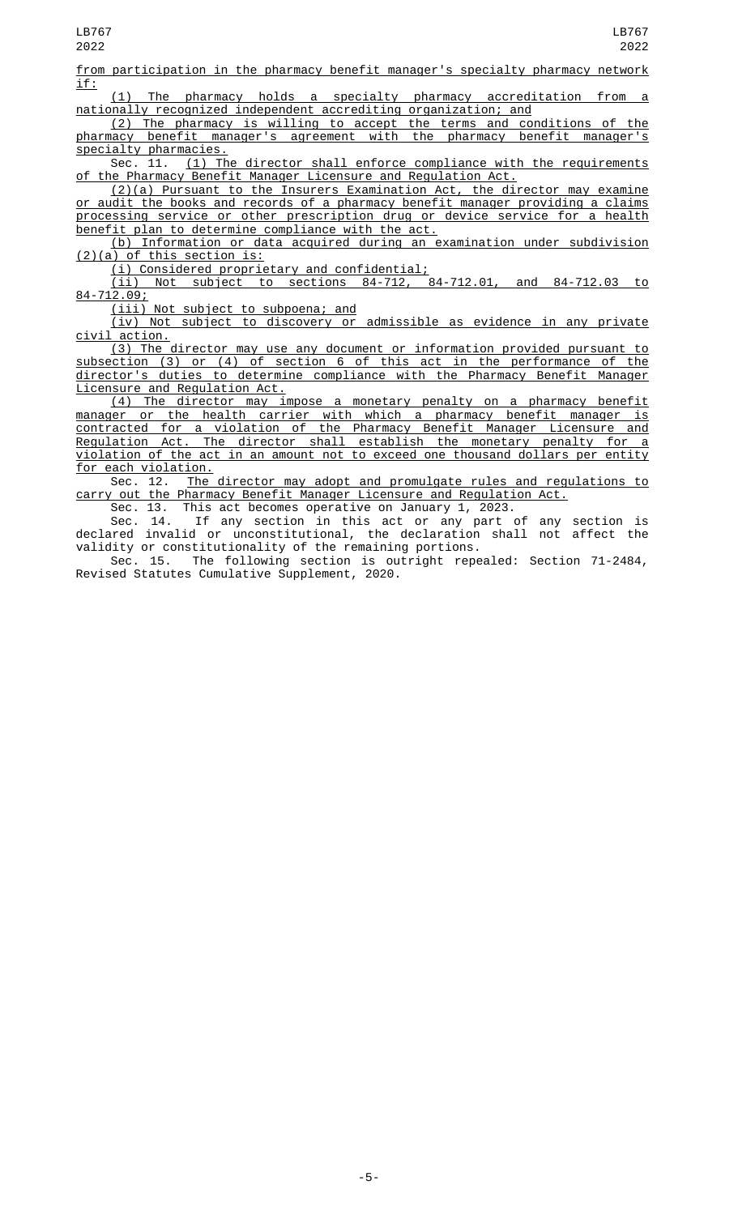from participation in the pharmacy benefit manager's specialty pharmacy network if:

(1) The pharmacy holds a specialty pharmacy accreditation from a nationally recognized independent accrediting organization; and

(2) The pharmacy is willing to accept the terms and conditions of the pharmacy benefit manager's agreement with the pharmacy benefit manager's specialty pharmacies.

Sec. 11. (1) The director shall enforce compliance with the requirements of the Pharmacy Benefit Manager Licensure and Regulation Act.

(2)(a) Pursuant to the Insurers Examination Act, the director may examine or audit the books and records of a pharmacy benefit manager providing a claims processing service or other prescription drug or device service for a health benefit plan to determine compliance with the act.

(b) Information or data acquired during an examination under subdivision (2)(a) of this section is:

(i) Considered proprietary and confidential;

(ii) Not subject to sections 84-712, 84-712.01, and 84-712.03 to 84-712.09;

(iii) Not subject to subpoena; and

(iv) Not subject to discovery or admissible as evidence in any private civil action.

(3) The director may use any document or information provided pursuant to subsection (3) or (4) of section 6 of this act in the performance of the director's duties to determine compliance with the Pharmacy Benefit Manager Licensure and Regulation Act.

(4) The director may impose a monetary penalty on a pharmacy benefit manager or the health carrier with which a pharmacy benefit manager is contracted for a violation of the Pharmacy Benefit Manager Licensure and Regulation Act. The director shall establish the monetary penalty for a violation of the act in an amount not to exceed one thousand dollars per entity for each violation.

Sec. 12. The director may adopt and promulgate rules and regulations to carry out the Pharmacy Benefit Manager Licensure and Regulation Act.

Sec. 13. This act becomes operative on January 1, 2023.

Sec. 14. If any section in this act or any part of any section is declared invalid or unconstitutional, the declaration shall not affect the validity or constitutionality of the remaining portions.

Sec. 15. The following section is outright repealed: Section 71-2484, Revised Statutes Cumulative Supplement, 2020.